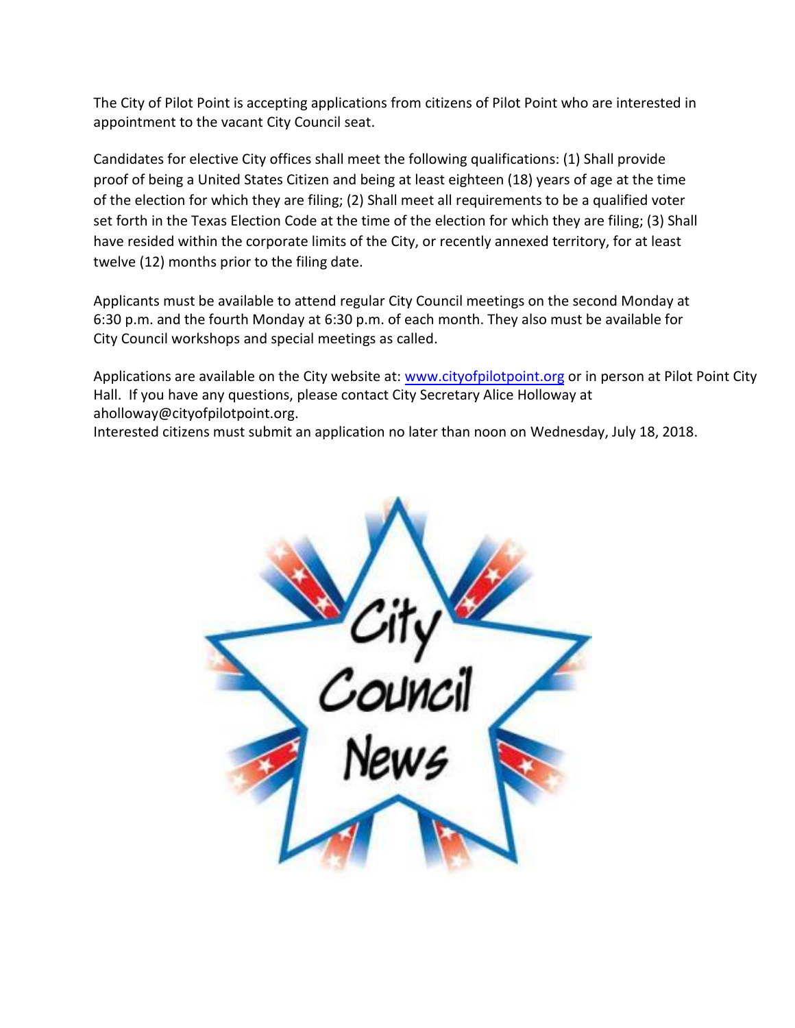The City of Pilot Point is accepting applications from citizens of Pilot Point who are interested in appointment to the vacant City Council seat.

Candidates for elective City offices shall meet the following qualifications: (1) Shall provide proof of being a United States Citizen and being at least eighteen (18) years of age at the time of the election for which they are filing; (2) Shall meet all requirements to be a qualified voter set forth in the Texas Election Code at the time of the election for which they are filing; (3) Shall have resided within the corporate limits of the City, or recently annexed territory, for at least twelve (12) months prior to the filing date.

Applicants must be available to attend regular City Council meetings on the second Monday at 6:30 p.m. and the fourth Monday at 6:30 p.m. of each month. They also must be available for City Council workshops and special meetings as called.

Applications are available on the City website at: [www.cityofpilotpoint.org](http://www.cityofpilotpoint.org) or in person at Pilot Point City Hall. If you have any questions, please contact City Secretary Alice Holloway at aholloway@cityofpilotpoint.org.
Interested citizens must submit an application no later than noon on Wednesday, July 18, 2018.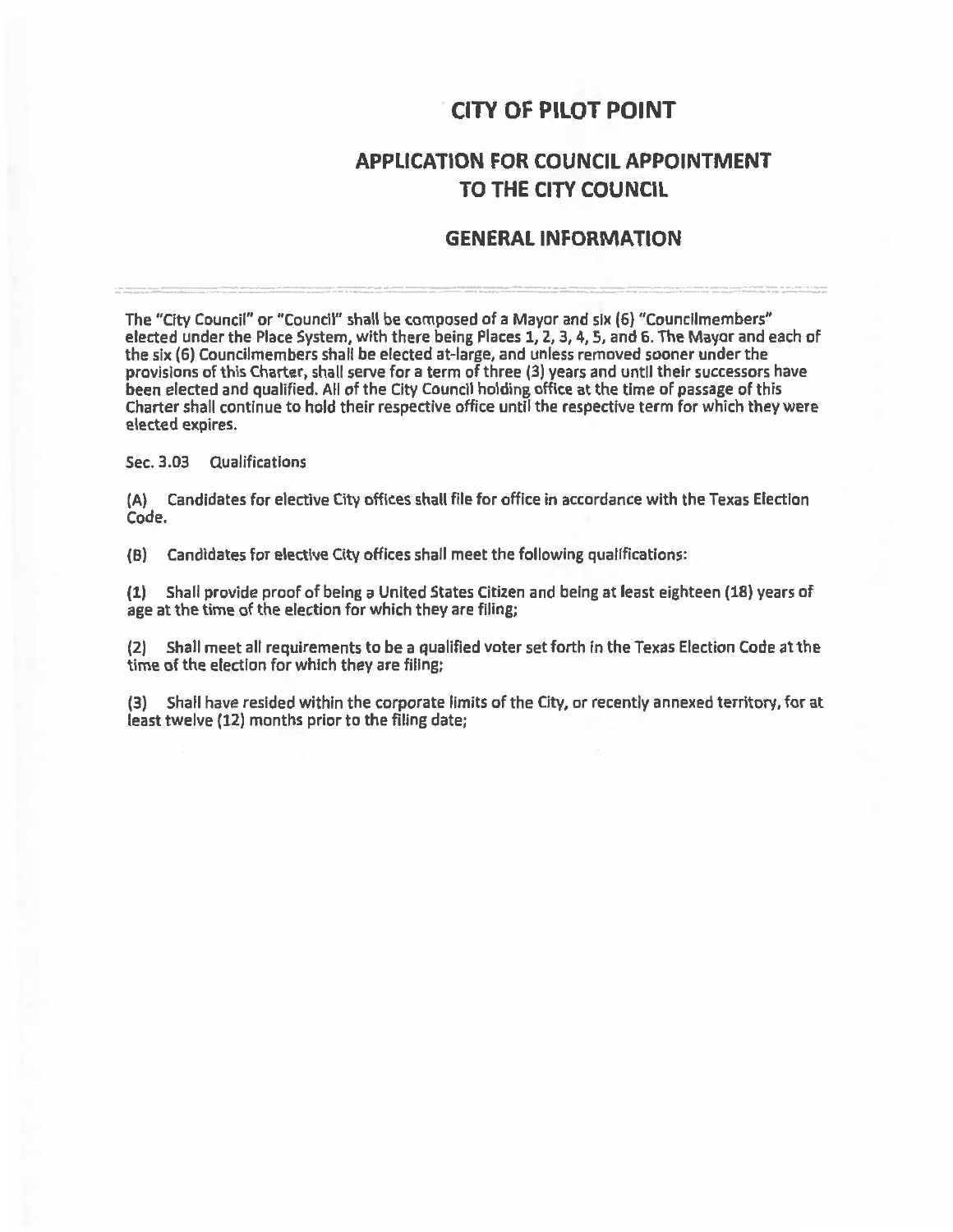# CITY OF PILOT POINT

## APPLICATION FOR COUNCIL APPOINTMENT TO THE CITY COUNCIL

## GENERAL INFORMATION

---

The "City Council" or "Council" shall be composed of a Mayor and six (6) "Councilmembers" elected under the Place System, with there being Places 1, 2, 3, 4, 5, and 6. The Mayor and each of the six (6) Councilmembers shall be elected at-large, and unless removed sooner under the provisions of this Charter, shall serve for a term of three (3) years and until their successors have been elected and qualified. All of the City Council holding office at the time of passage of this Charter shall continue to hold their respective office until the respective term for which they were elected expires.

Sec. 3.03 Qualifications

(A) Candidates for elective City offices shall file for office in accordance with the Texas Election Code.

(B) Candidates for elective City offices shall meet the following qualifications:

(1) Shall provide proof of being a United States Citizen and being at least eighteen (18) years of age at the time of the election for which they are filing;

(2) Shall meet all requirements to be a qualified voter set forth in the Texas Election Code at the time of the election for which they are filing;

(3) Shall have resided within the corporate limits of the City, or recently annexed territory, for at least twelve (12) months prior to the filing date;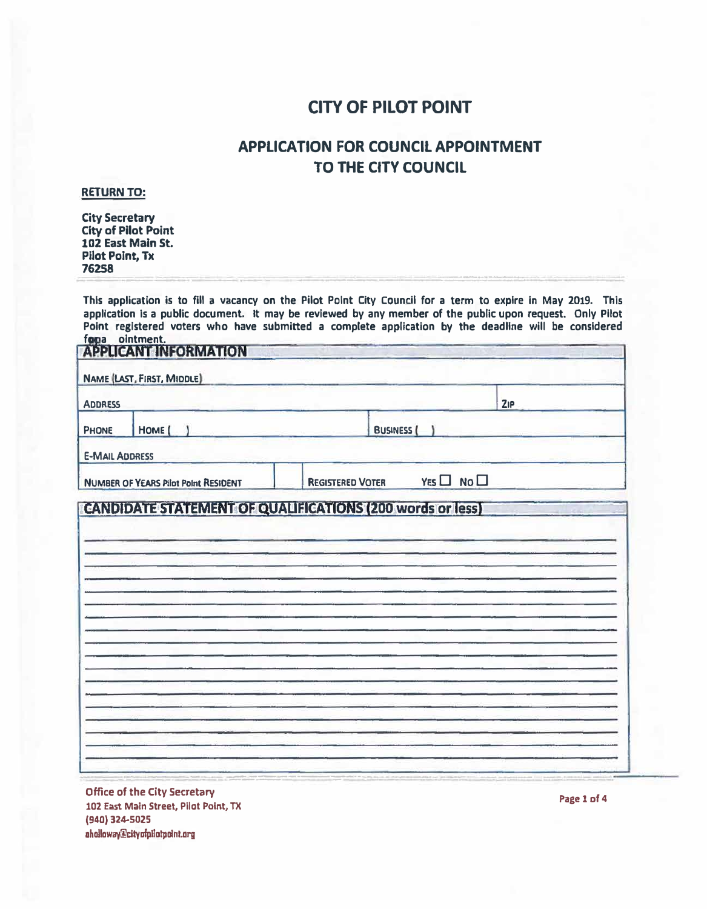# CITY OF PILOT POINT

## APPLICATION FOR COUNCIL APPOINTMENT TO THE CITY COUNCIL

**RETURN TO:**

**City Secretary**
**City of Pilot Point**
**102 East Main St.**
**Pilot Point, Tx**
**76258**

This application is to fill a vacancy on the Pilot Point City Council for a term to expire in May 2019. This application is a public document. It may be reviewed by any member of the public upon request. Only Pilot Point registered voters who have submitted a complete application by the deadline will be considered for appointment.

### APPLICANT INFORMATION

| | | | |
|---|---|---|---|
| NAME (LAST, FIRST, MIDDLE) | | | |
| ADDRESS | | | ZIP |
| PHONE | HOME ( ) | BUSINESS ( ) | |
| E-MAIL ADDRESS | | | |
| NUMBER OF YEARS Pilot Point RESIDENT | | REGISTERED VOTER | YES ☐ NO ☐ |

### CANDIDATE STATEMENT OF QUALIFICATIONS (200 words or less)

______________________________________________________________________

______________________________________________________________________

______________________________________________________________________

______________________________________________________________________

______________________________________________________________________

______________________________________________________________________

______________________________________________________________________

______________________________________________________________________

______________________________________________________________________

______________________________________________________________________

______________________________________________________________________

______________________________________________________________________

______________________________________________________________________

______________________________________________________________________

______________________________________________________________________

**Office of the City Secretary**
**102 East Main Street, Pilot Point, TX**
**(940) 324-5025**
**aholloway@cityofpilotpoint.org**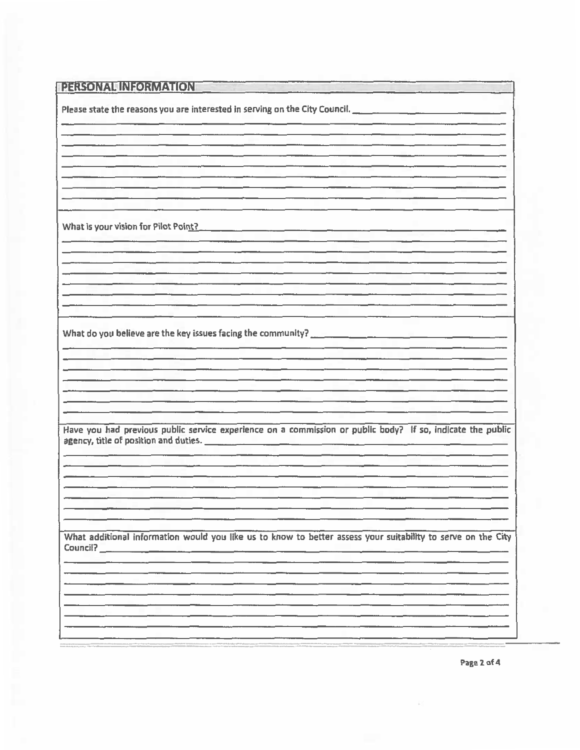## PERSONAL INFORMATION

Please state the reasons you are interested in serving on the City Council.

What is your vision for Pilot Point?

What do you believe are the key issues facing the community?

Have you had previous public service experience on a commission or public body? If so, indicate the public agency, title of position and duties.

What additional information would you like us to know to better assess your suitability to serve on the City Council?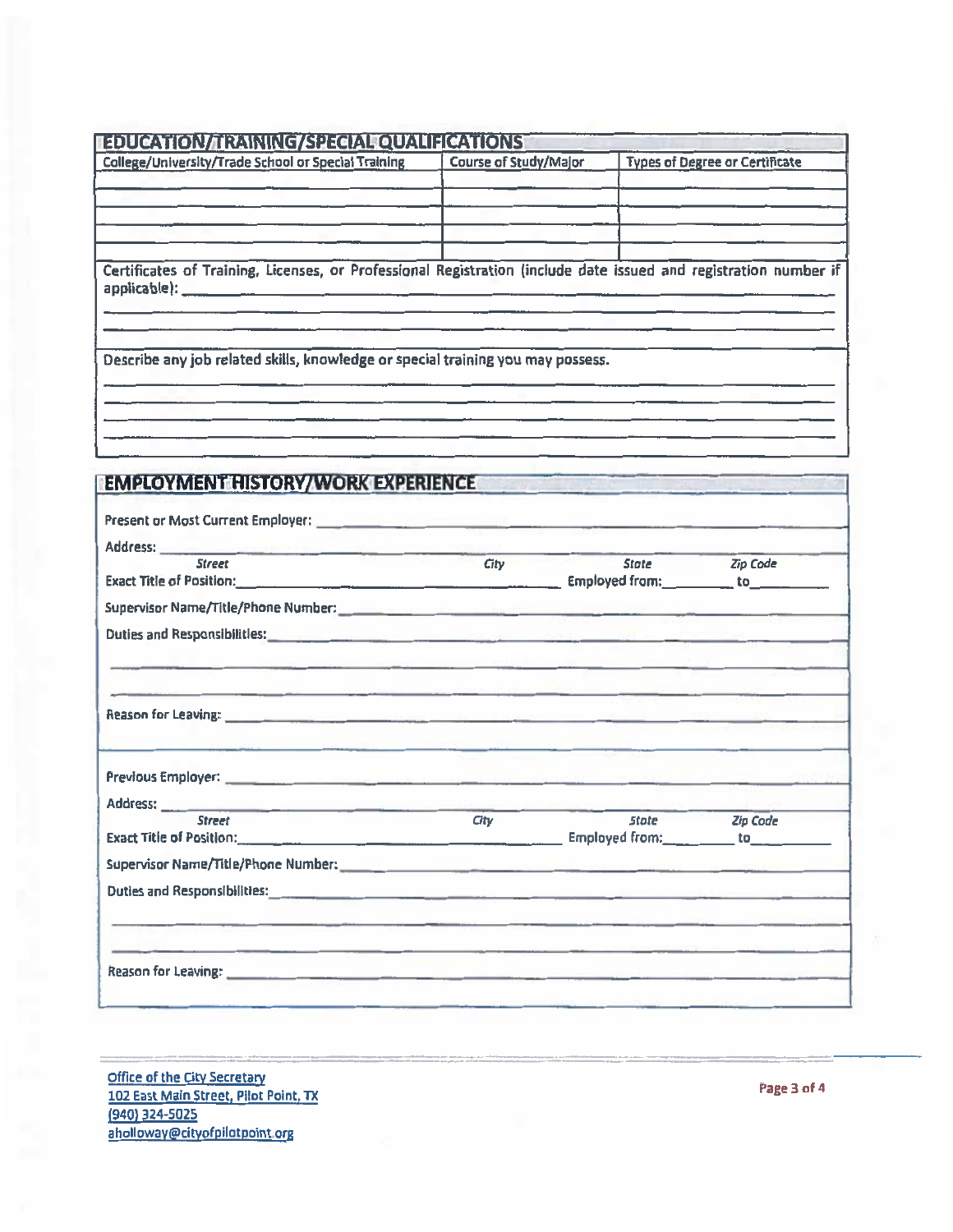## EDUCATION/TRAINING/SPECIAL QUALIFICATIONS

| College/University/Trade School or Special Training | Course of Study/Major | Types of Degree or Certificate |
|---|---|---|
| | | |
| | | |
| | | |
| | | |
| | | |

Certificates of Training, Licenses, or Professional Registration (include date issued and registration number if applicable): ______________________________

______________________________

______________________________

Describe any job related skills, knowledge or special training you may possess.

______________________________

______________________________

______________________________

______________________________

## EMPLOYMENT HISTORY/WORK EXPERIENCE

Present or Most Current Employer: ______________________________

Address: ______________________________
*Street* *City* *State* *Zip Code*

Exact Title of Position: ______________________________ Employed from: ________ to ________

Supervisor Name/Title/Phone Number: ______________________________

Duties and Responsibilities: ______________________________

______________________________

______________________________

Reason for Leaving: ______________________________

______________________________

Previous Employer: ______________________________

Address: ______________________________
*Street* *City* *State* *Zip Code*

Exact Title of Position: ______________________________ Employed from: ________ to ________

Supervisor Name/Title/Phone Number: ______________________________

Duties and Responsibilities: ______________________________

______________________________

______________________________

Reason for Leaving: ______________________________

Office of the City Secretary
102 East Main Street, Pilot Point, TX
(940) 324-5025
aholloway@cityofpilotpoint.org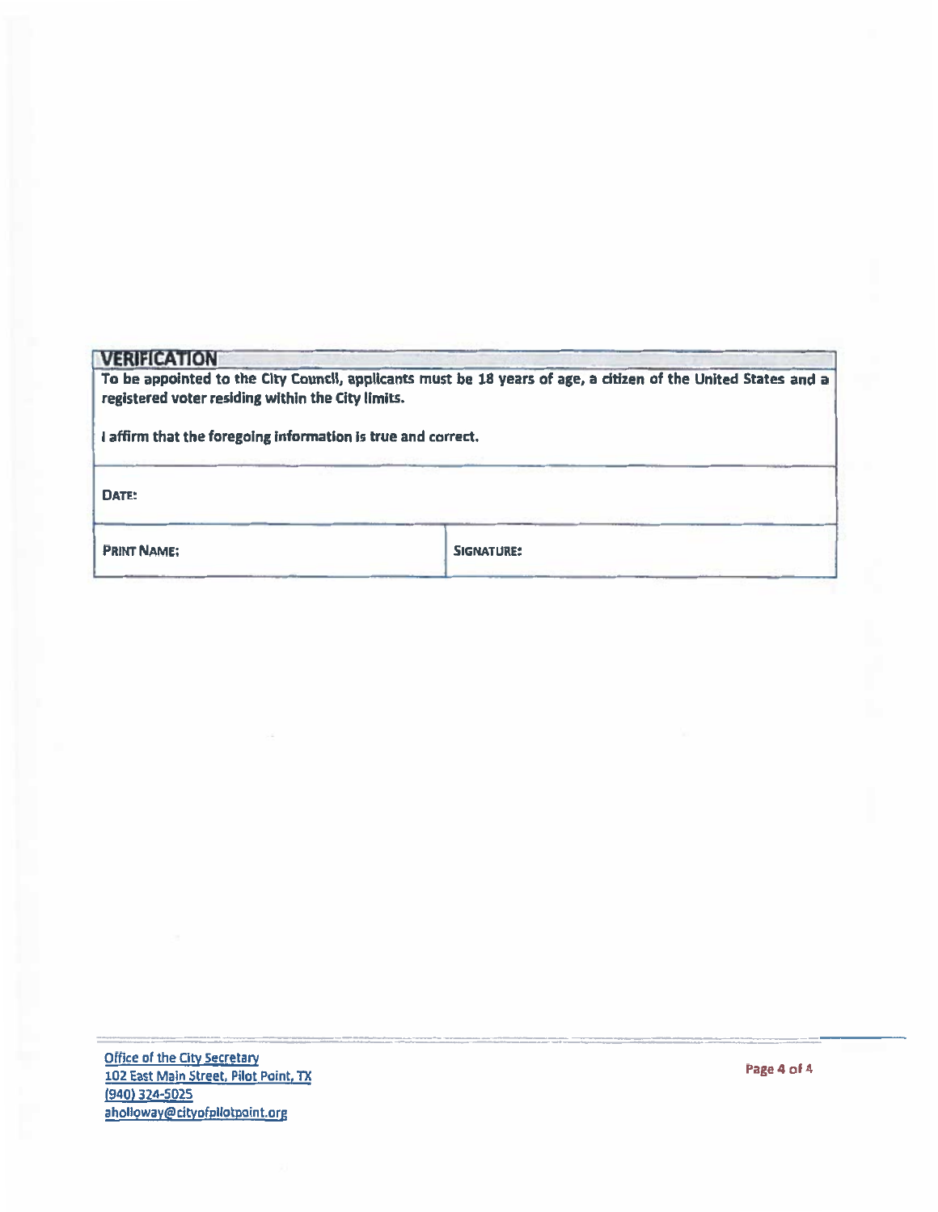## VERIFICATION

**To be appointed to the City Council, applicants must be 18 years of age, a citizen of the United States and a registered voter residing within the City limits.**

**I affirm that the foregoing information is true and correct.**

| | |
|---|---|
| **DATE:** | |
| **PRINT NAME:** | **SIGNATURE:** |

Office of the City Secretary
102 East Main Street, Pilot Point, TX
(940) 324-5025
aholloway@cityofpilotpoint.org